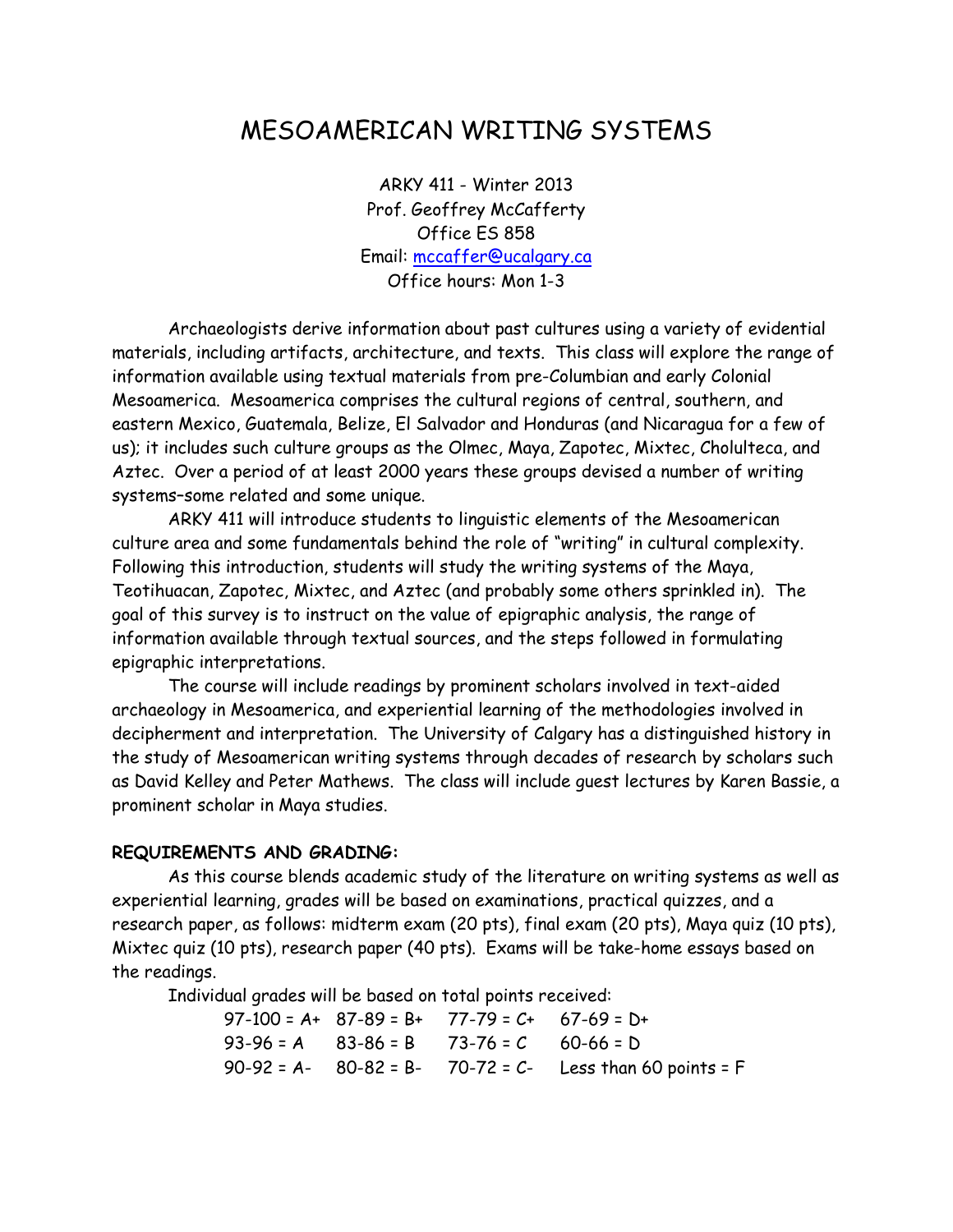# MESOAMERICAN WRITING SYSTEMS

ARKY 411 - Winter 2013
Prof. Geoffrey McCafferty
Office ES 858
Email: mccaffer@ucalgary.ca
Office hours: Mon 1-3

Archaeologists derive information about past cultures using a variety of evidential materials, including artifacts, architecture, and texts. This class will explore the range of information available using textual materials from pre-Columbian and early Colonial Mesoamerica. Mesoamerica comprises the cultural regions of central, southern, and eastern Mexico, Guatemala, Belize, El Salvador and Honduras (and Nicaragua for a few of us); it includes such culture groups as the Olmec, Maya, Zapotec, Mixtec, Cholulteca, and Aztec. Over a period of at least 2000 years these groups devised a number of writing systems–some related and some unique.

ARKY 411 will introduce students to linguistic elements of the Mesoamerican culture area and some fundamentals behind the role of "writing" in cultural complexity. Following this introduction, students will study the writing systems of the Maya, Teotihuacan, Zapotec, Mixtec, and Aztec (and probably some others sprinkled in). The goal of this survey is to instruct on the value of epigraphic analysis, the range of information available through textual sources, and the steps followed in formulating epigraphic interpretations.

The course will include readings by prominent scholars involved in text-aided archaeology in Mesoamerica, and experiential learning of the methodologies involved in decipherment and interpretation. The University of Calgary has a distinguished history in the study of Mesoamerican writing systems through decades of research by scholars such as David Kelley and Peter Mathews. The class will include guest lectures by Karen Bassie, a prominent scholar in Maya studies.

**REQUIREMENTS AND GRADING:**

As this course blends academic study of the literature on writing systems as well as experiential learning, grades will be based on examinations, practical quizzes, and a research paper, as follows: midterm exam (20 pts), final exam (20 pts), Maya quiz (10 pts), Mixtec quiz (10 pts), research paper (40 pts). Exams will be take-home essays based on the readings.

Individual grades will be based on total points received:

| | | | |
|---|---|---|---|
| 97-100 = A+ | 87-89 = B+ | 77-79 = C+ | 67-69 = D+ |
| 93-96 = A | 83-86 = B | 73-76 = C | 60-66 = D |
| 90-92 = A- | 80-82 = B- | 70-72 = C- | Less than 60 points = F |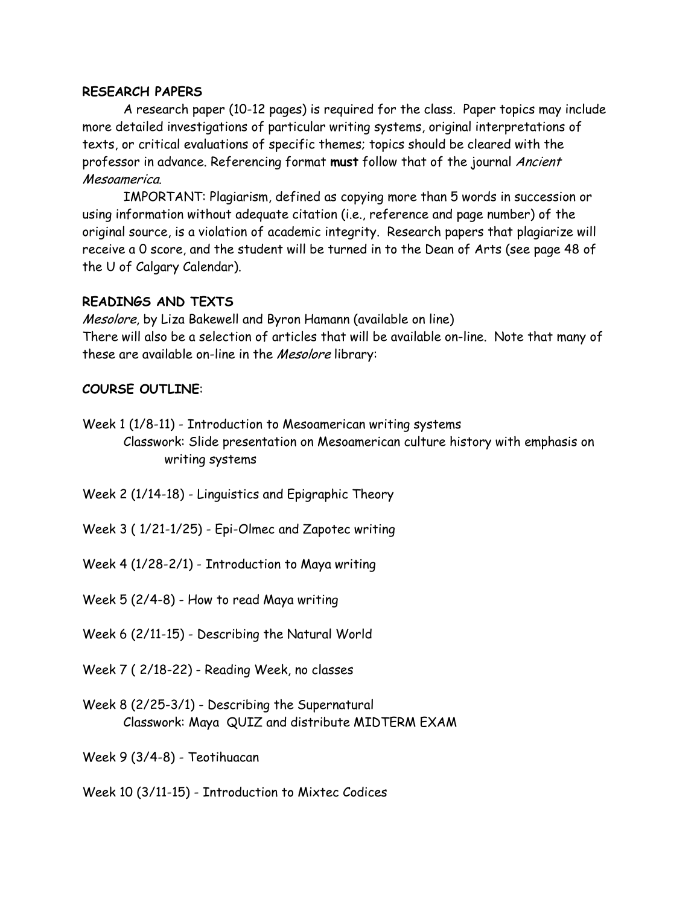## RESEARCH PAPERS

A research paper (10-12 pages) is required for the class. Paper topics may include more detailed investigations of particular writing systems, original interpretations of texts, or critical evaluations of specific themes; topics should be cleared with the professor in advance. Referencing format **must** follow that of the journal *Ancient Mesoamerica*.

IMPORTANT: Plagiarism, defined as copying more than 5 words in succession or using information without adequate citation (i.e., reference and page number) of the original source, is a violation of academic integrity. Research papers that plagiarize will receive a 0 score, and the student will be turned in to the Dean of Arts (see page 48 of the U of Calgary Calendar).

## READINGS AND TEXTS

*Mesolore*, by Liza Bakewell and Byron Hamann (available on line)
There will also be a selection of articles that will be available on-line. Note that many of these are available on-line in the *Mesolore* library:

## COURSE OUTLINE:

Week 1 (1/8-11) - Introduction to Mesoamerican writing systems
Classwork: Slide presentation on Mesoamerican culture history with emphasis on writing systems

Week 2 (1/14-18) - Linguistics and Epigraphic Theory

Week 3 ( 1/21-1/25) - Epi-Olmec and Zapotec writing

Week 4 (1/28-2/1) - Introduction to Maya writing

Week 5 (2/4-8) - How to read Maya writing

Week 6 (2/11-15) - Describing the Natural World

Week 7 ( 2/18-22) - Reading Week, no classes

Week 8 (2/25-3/1) - Describing the Supernatural
Classwork: Maya QUIZ and distribute MIDTERM EXAM

Week 9 (3/4-8) - Teotihuacan

Week 10 (3/11-15) - Introduction to Mixtec Codices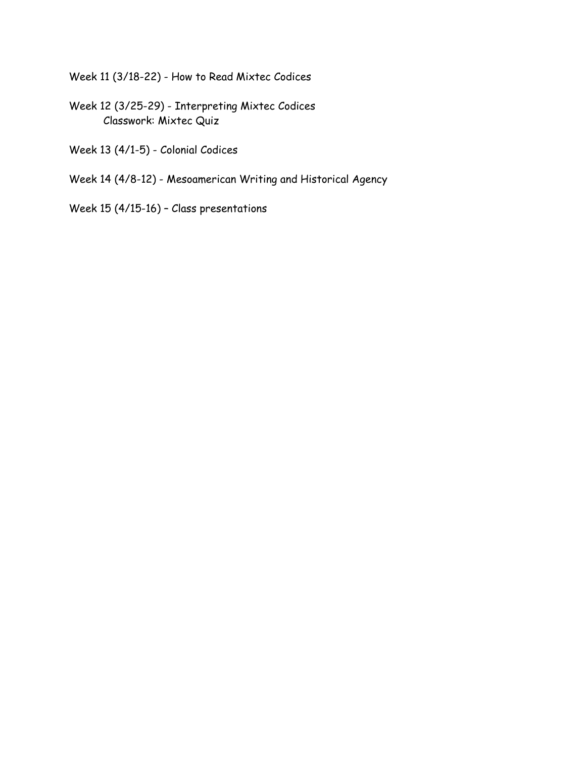Week 11 (3/18-22) - How to Read Mixtec Codices

Week 12 (3/25-29) - Interpreting Mixtec Codices
    Classwork: Mixtec Quiz

Week 13 (4/1-5) - Colonial Codices

Week 14 (4/8-12) - Mesoamerican Writing and Historical Agency

Week 15 (4/15-16) – Class presentations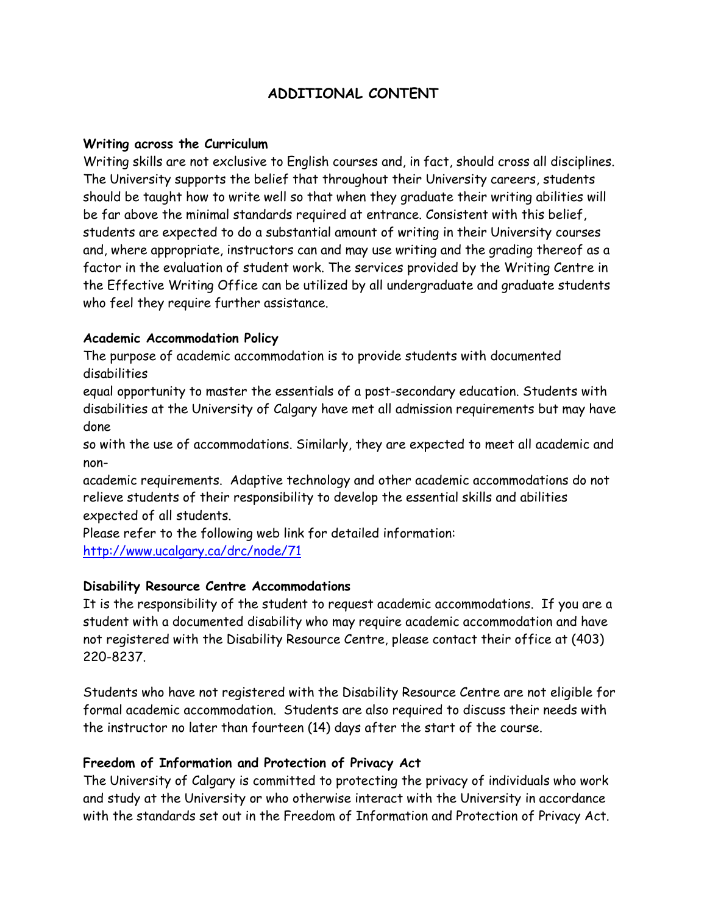# ADDITIONAL CONTENT

**Writing across the Curriculum**

Writing skills are not exclusive to English courses and, in fact, should cross all disciplines. The University supports the belief that throughout their University careers, students should be taught how to write well so that when they graduate their writing abilities will be far above the minimal standards required at entrance. Consistent with this belief, students are expected to do a substantial amount of writing in their University courses and, where appropriate, instructors can and may use writing and the grading thereof as a factor in the evaluation of student work. The services provided by the Writing Centre in the Effective Writing Office can be utilized by all undergraduate and graduate students who feel they require further assistance.

**Academic Accommodation Policy**

The purpose of academic accommodation is to provide students with documented disabilities equal opportunity to master the essentials of a post-secondary education. Students with disabilities at the University of Calgary have met all admission requirements but may have done so with the use of accommodations. Similarly, they are expected to meet all academic and non-academic requirements. Adaptive technology and other academic accommodations do not relieve students of their responsibility to develop the essential skills and abilities expected of all students.

Please refer to the following web link for detailed information:
http://www.ucalgary.ca/drc/node/71

**Disability Resource Centre Accommodations**

It is the responsibility of the student to request academic accommodations. If you are a student with a documented disability who may require academic accommodation and have not registered with the Disability Resource Centre, please contact their office at (403) 220-8237.

Students who have not registered with the Disability Resource Centre are not eligible for formal academic accommodation. Students are also required to discuss their needs with the instructor no later than fourteen (14) days after the start of the course.

**Freedom of Information and Protection of Privacy Act**

The University of Calgary is committed to protecting the privacy of individuals who work and study at the University or who otherwise interact with the University in accordance with the standards set out in the Freedom of Information and Protection of Privacy Act.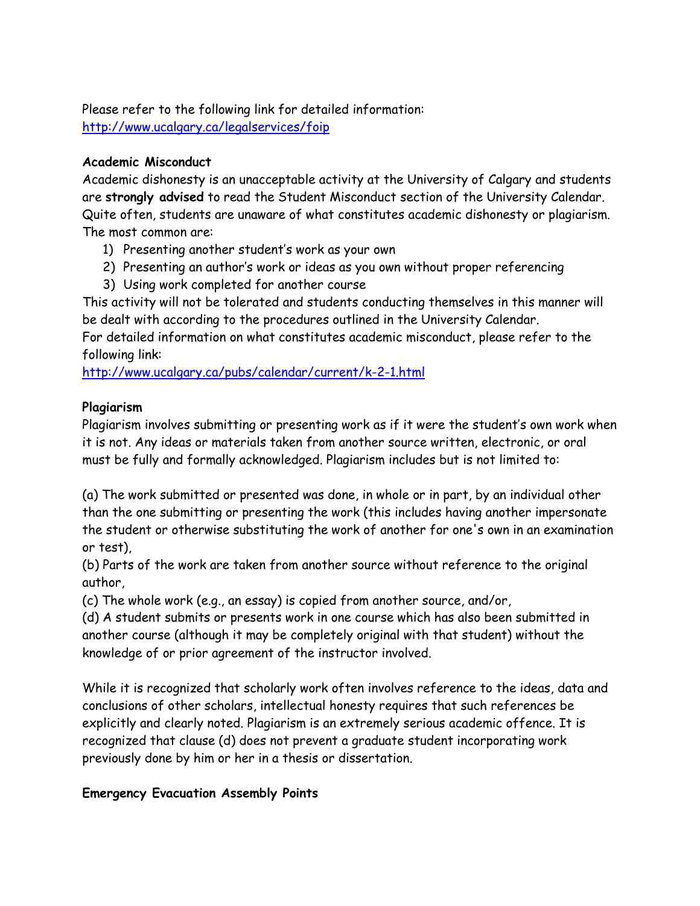Please refer to the following link for detailed information:
http://www.ucalgary.ca/legalservices/foip

**Academic Misconduct**

Academic dishonesty is an unacceptable activity at the University of Calgary and students are **strongly advised** to read the Student Misconduct section of the University Calendar. Quite often, students are unaware of what constitutes academic dishonesty or plagiarism. The most common are:

1) Presenting another student's work as your own
2) Presenting an author's work or ideas as you own without proper referencing
3) Using work completed for another course

This activity will not be tolerated and students conducting themselves in this manner will be dealt with according to the procedures outlined in the University Calendar.
For detailed information on what constitutes academic misconduct, please refer to the following link:
http://www.ucalgary.ca/pubs/calendar/current/k-2-1.html

**Plagiarism**

Plagiarism involves submitting or presenting work as if it were the student's own work when it is not. Any ideas or materials taken from another source written, electronic, or oral must be fully and formally acknowledged. Plagiarism includes but is not limited to:

(a) The work submitted or presented was done, in whole or in part, by an individual other than the one submitting or presenting the work (this includes having another impersonate the student or otherwise substituting the work of another for one's own in an examination or test),
(b) Parts of the work are taken from another source without reference to the original author,
(c) The whole work (e.g., an essay) is copied from another source, and/or,
(d) A student submits or presents work in one course which has also been submitted in another course (although it may be completely original with that student) without the knowledge of or prior agreement of the instructor involved.

While it is recognized that scholarly work often involves reference to the ideas, data and conclusions of other scholars, intellectual honesty requires that such references be explicitly and clearly noted. Plagiarism is an extremely serious academic offence. It is recognized that clause (d) does not prevent a graduate student incorporating work previously done by him or her in a thesis or dissertation.

**Emergency Evacuation Assembly Points**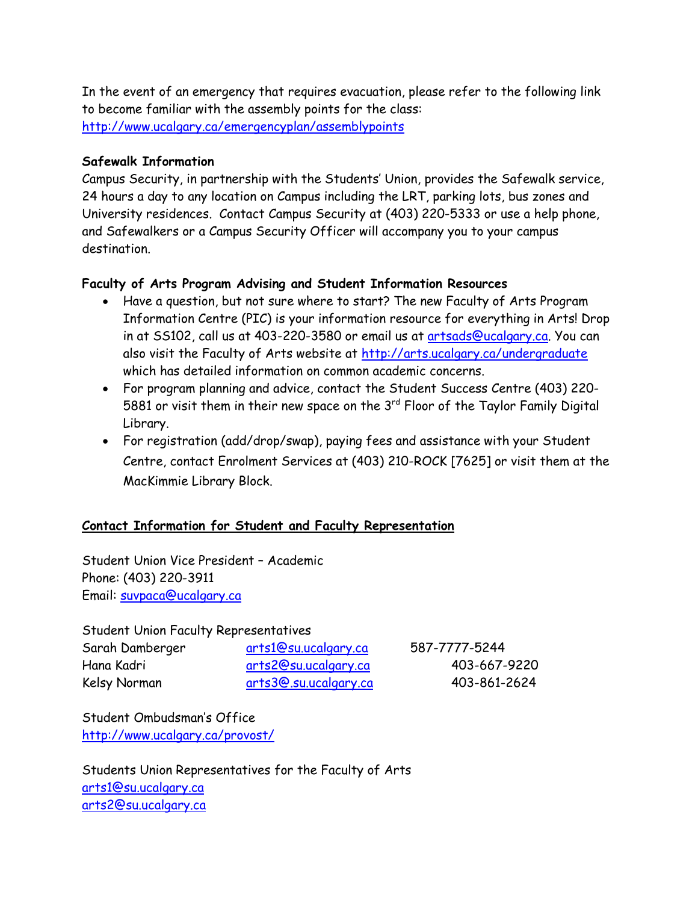In the event of an emergency that requires evacuation, please refer to the following link to become familiar with the assembly points for the class: http://www.ucalgary.ca/emergencyplan/assemblypoints

**Safewalk Information**

Campus Security, in partnership with the Students' Union, provides the Safewalk service, 24 hours a day to any location on Campus including the LRT, parking lots, bus zones and University residences. Contact Campus Security at (403) 220-5333 or use a help phone, and Safewalkers or a Campus Security Officer will accompany you to your campus destination.

**Faculty of Arts Program Advising and Student Information Resources**

- Have a question, but not sure where to start? The new Faculty of Arts Program Information Centre (PIC) is your information resource for everything in Arts! Drop in at SS102, call us at 403-220-3580 or email us at artsads@ucalgary.ca. You can also visit the Faculty of Arts website at http://arts.ucalgary.ca/undergraduate which has detailed information on common academic concerns.
- For program planning and advice, contact the Student Success Centre (403) 220-5881 or visit them in their new space on the 3rd Floor of the Taylor Family Digital Library.
- For registration (add/drop/swap), paying fees and assistance with your Student Centre, contact Enrolment Services at (403) 210-ROCK [7625] or visit them at the MacKimmie Library Block.

**<u>Contact Information for Student and Faculty Representation</u>**

Student Union Vice President – Academic
Phone: (403) 220-3911
Email: suvpaca@ucalgary.ca

Student Union Faculty Representatives

| | | |
|---|---|---|
| Sarah Damberger | arts1@su.ucalgary.ca | 587-7777-5244 |
| Hana Kadri | arts2@su.ucalgary.ca | 403-667-9220 |
| Kelsy Norman | arts3@.su.ucalgary.ca | 403-861-2624 |

Student Ombudsman's Office
http://www.ucalgary.ca/provost/

Students Union Representatives for the Faculty of Arts
arts1@su.ucalgary.ca
arts2@su.ucalgary.ca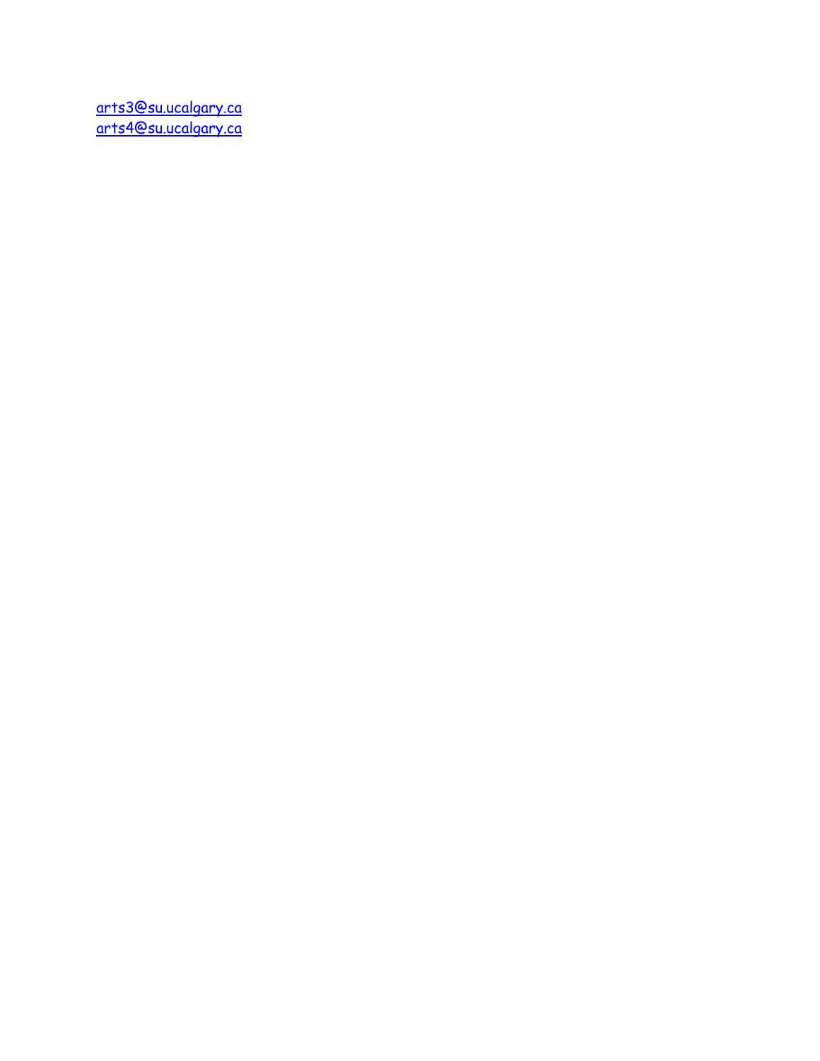[arts3@su.ucalgary.ca](mailto:arts3@su.ucalgary.ca)
[arts4@su.ucalgary.ca](mailto:arts4@su.ucalgary.ca)